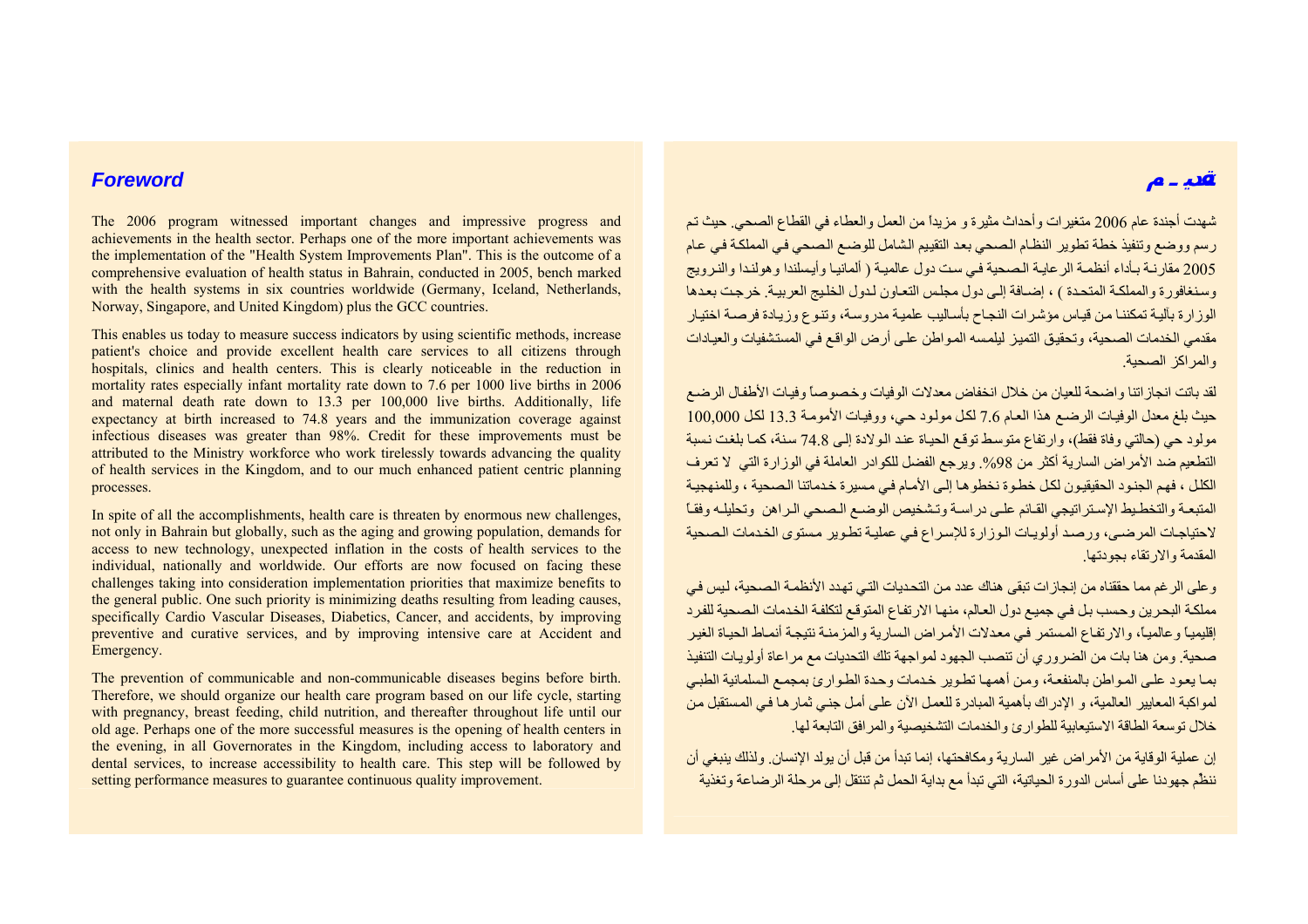# Foreword

The 2006 program witnessed important changes and impressive progress and achievements in the health sector. Perhaps one of the more important achievements was the implementation of the "Health System Improvements Plan". This is the outcome of a comprehensive evaluation of health status in Bahrain, conducted in 2005, bench marked with the health systems in six countries worldwide (Germany, Iceland, Netherlands, Norway, Singapore, and United Kingdom) plus the GCC countries.

This enables us today to measure success indicators by using scientific methods, increase patient's choice and provide excellent health care services to all citizens through hospitals, clinics and health centers. This is clearly noticeable in the reduction in mortality rates especially infant mortality rate down to 7.6 per 1000 live births in 2006 and maternal death rate down to 13.3 per 100,000 live births. Additionally, life expectancy at birth increased to 74.8 years and the immunization coverage against infectious diseases was greater than 98%. Credit for these improvements must be attributed to the Ministry workforce who work tirelessly towards advancing the quality of health services in the Kingdom, and to our much enhanced patient centric planning processes.

In spite of all the accomplishments, health care is threaten by enormous new challenges, not only in Bahrain but globally, such as the aging and growing population, demands for access to new technology, unexpected inflation in the costs of health services to the individual, nationally and worldwide. Our efforts are now focused on facing these challenges taking into consideration implementation priorities that maximize benefits to the general public. One such priority is minimizing deaths resulting from leading causes, specifically Cardio Vascular Diseases, Diabetics, Cancer, and accidents, by improving preventive and curative services, and by improving intensive care at Accident and Emergency.

The prevention of communicable and non-communicable diseases begins before birth. Therefore, we should organize our health care program based on our life cycle, starting with pregnancy, breast feeding, child nutrition, and thereafter throughout life until our old age. Perhaps one of the more successful measures is the opening of health centers in the evening, in all Governorates in the Kingdom, including access to laboratory and dental services, to increase accessibility to health care. This step will be followed by setting performance measures to guarantee continuous quality improvement.

# تقديـــم

شهدت أجندة عام 2006 متغيرات وأحداث مثيرة و مزيداً من العمل والعطاء في القطاع الصحي. حيث تم رسم ووضع وتنفيذ خطة تطوير النظام الصحي بعد التقييم الشامل للوضع الصحي في المملكة في عام 2005 مقارنة بأداء أنظمة الرعاية الصحية في ست دول عالمية ( ألمانيا وأيسلندا وهولندا والنرويج وسنغافورة والمملكة المتحدة ) ، إضافة إلى دول مجلس التعاون لدول الخليج العربية. خرجت بعدها الوزارة بآلية تمكننا من قياس مؤشرات النجاح بأساليب علمية مدروسة، وتنوع وزيادة فرصة اختيار مقدمي الخدمات الصحية، وتحقيق التميز ليلمسه المواطن على أرض الواقع في المستشفيات والعيادات والمراكز الصحية.

لقد باتت انجازاتنا واضحة للعيان من خلال انخفاض معدلات الوفيات وخصوصاً وفيات الأطفال الرضع حيث بلغ معدل الوفيات الرضع هذا العام 7.6 لكل مولود حي، ووفيات الأمومة 13.3 لكل 100,000 مولود حي (حالتي وفاة فقط)، وارتفاع متوسط توقع الحياة عند الولادة إلى 74.8 سنة، كما بلغت نسبة التطعيم ضد الأمراض السارية أكثر من 98%. ويرجع الفضل للكوادر العاملة في الوزارة التي لا تعرف الكلل ، فهم الجنود الحقيقيون لكل خطوة نخطوها إلى الأمام في مسيرة خدماتنا الصحية ، وللمنهجية المتبعة والتخطيط الإستراتيجي القائم على دراسة وتشخيص الوضع الصحي الراهن وتحليله وفقاً لاحتياجات المرضى، ورصد أولويات الوزارة للإسراع في عملية تطوير مستوى الخدمات الصحية المقدمة والارتقاء بجودتها.

وعلى الرغم مما حققناه من إنجازات تبقى هناك عدد من التحديات التي تهدد الأنظمة الصحية، ليس في مملكة البحرين وحسب بل في جميع دول العالم، منها الارتفاع المتوقع لتكلفة الخدمات الصحية للفرد إقليمياً وعالمياً، والارتفاع المستمر في معدلات الأمراض السارية والمزمنة نتيجة أنماط الحياة الغير صحية. ومن هنا بات من الضروري أن تنصب الجهود لمواجهة تلك التحديات مع مراعاة أولويات التنفيذ بما يعود على المواطن بالمنفعة، ومن أهمها تطوير خدمات وحدة الطوارئ بمجمع السلمانية الطبي لمواكبة المعايير العالمية، و الإدراك بأهمية المبادرة للعمل الآن على أمل جني ثمارها في المستقبل من خلال توسعة الطاقة الاستيعابية للطوارئ والخدمات التشخيصية والمرافق التابعة لها.

إن عملية الوقاية من الأمراض غير السارية ومكافحتها، إنما تبدأ من قبل أن يولد الإنسان. ولذلك ينبغي أن ننظّم جهودنا على أساس الدورة الحياتية، التي تبدأ مع بداية الحمل ثم تنتقل إلى مرحلة الرضاعة وتغذية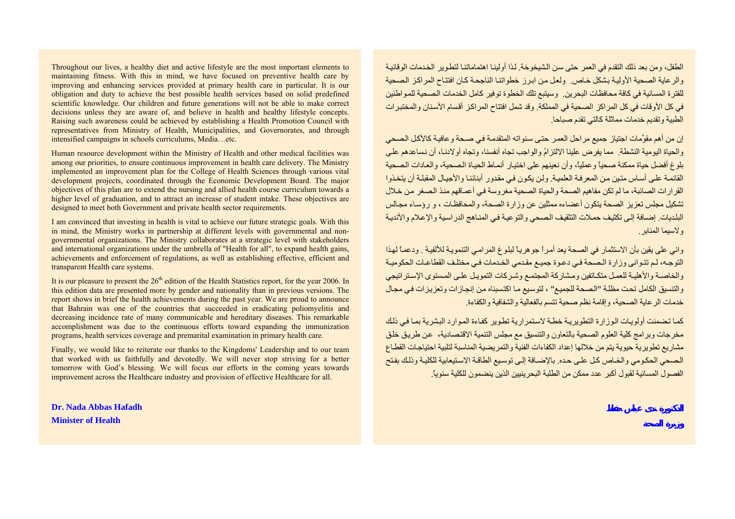Throughout our lives, a healthy diet and active lifestyle are the most important elements to maintaining fitness. With this in mind, we have focused on preventive health care by improving and enhancing services provided at primary health care in particular. It is our obligation and duty to achieve the best possible health services based on solid predefined scientific knowledge. Our children and future generations will not be able to make correct decisions unless they are aware of, and believe in health and healthy lifestyle concepts. Raising such awareness could be achieved by establishing a Health Promotion Council with representatives from Ministry of Health, Municipalities, and Governorates, and through intensified campaigns in schools curriculums, Media…etc.

Human resource development within the Ministry of Health and other medical facilities was among our priorities, to ensure continuous improvement in health care delivery. The Ministry implemented an improvement plan for the College of Health Sciences through various vital development projects, coordinated through the Economic Development Board. The major objectives of this plan are to extend the nursing and allied health course curriculum towards a higher level of graduation, and to attract an increase of student intake. These objectives are designed to meet both Government and private health sector requirements.

I am convinced that investing in health is vital to achieve our future strategic goals. With this in mind, the Ministry works in partnership at different levels with governmental and non-governmental organizations. The Ministry collaborates at a strategic level with stakeholders and international organizations under the umbrella of "Health for all", to expand health gains, achievements and enforcement of regulations, as well as establishing effective, efficient and transparent Health care systems.

It is our pleasure to present the 26th edition of the Health Statistics report, for the year 2006. In this edition data are presented more by gender and nationality than in previous versions. The report shows in brief the health achievements during the past year. We are proud to announce that Bahrain was one of the countries that succeeded in eradicating poliomyelitis and decreasing incidence rate of many communicable and hereditary diseases. This remarkable accomplishment was due to the continuous efforts toward expanding the immunization programs, health services coverage and premarital examination in primary health care.

Finally, we would like to reiterate our thanks to the Kingdoms' Leadership and to our team that worked with us faithfully and devotedly. We will never stop striving for a better tomorrow with God's blessing. We will focus our efforts in the coming years towards improvement across the Healthcare industry and provision of effective Healthcare for all.

**Dr. Nada Abbas Hafadh**
**Minister of Health**

الطفل، ومن بعد ذلك التقدم في العمر حتى سن الشيخوخة. لذا أولينا اهتماماتنا لتطوير الخدمات الوقائية والرعاية الصحية الأولية بشكل خاص. ولعل من ابرز خطواتنا الناجحة كان افتتاح المراكز الصحية للفترة المسائية في كافة محافظات البحرين. وسيتبع تلك الخطوة توفير كامل الخدمات الصحية للمواطنين في كل الأوقات في كل المراكز الصحية في المملكة. وقد شمل افتتاح المراكز أقسام الأسنان والمختبرات الطبية وتقديم خدمات مماثلة كالتي تقدم صباحا.

إن من أهم مقوِّمات اجتياز جميع مراحل العمر حتى سنواته المتقدمة في صحة وعافية كالأكل الصحي والحياة اليومية النشطة. مما يفرض علينا الالتزامُ والواجب تجاه أنفسنا، وتجاه أولادنا، أن نساعدهم على بلوغ أفضل حياة ممكنة صحياً وعملياً، وأن نعينهم على اختيار أنماط الحياة الصحية، والعادات الصحية القائمة على أساس متين من المعرفة العلمية. ولن يكون في مقدور أبنائنا والأجيال المقبلة أن يتخذوا القرارات الصائبة، ما لم تكن مفاهيم الصحة والحياة الصحية مغروسة في أعماقهم منذ الصغر من خلال تشكيل مجلس تعزيز الصحة يتكون أعضاءه ممثلين عن وزارة الصحة، والمحافظات ، و رؤساء مجالس البلديات. إضافة إلى تكثيف حملات التثقيف الصحي والتوعية في المناهج الدراسية والإعلام والأندية ولاسيما المنابر.

واني على يقين بأن الاستثمار في الصحة يعد أمراً جوهرياً لبلوغ المرامي التنموية للألفية . ودعماً لهذا التوجه، لم تتوانى وزارة الصحة في دعوة جميع مقدمي الخدمات في مختلف القطاعات الحكومية والخاصة والأهلية للعمل متكاتفين ومشاركة المجتمع وشركات التمويل على المستوى الإستراتيجي والتنسيق الكامل تحت مظلة "الصحة للجميع" ، لتوسيع ما اكتسبناه من إنجازات وتعزيزات في مجال خدمات الرعاية الصحية، وإقامة نظم صحية تتسم بالفعالية والشفافية والكفاءة.

كما تضمنت أولويات الوزارة التطويرية خطة لاستمرارية تطوير كفاءة الموارد البشرية بما في ذلك مخرجات وبرامج كلية العلوم الصحية بالتعاون والتنسيق مع مجلس التنمية الاقتصادية، عن طريق خلق مشاريع تطويرية حيوية يتم من خلالها إعداد الكفاءات الفنية والتمريضية المناسبة لتلبية احتياجات القطاع الصحي الحكومي والخاص كل على حده. بالإضافة إلى توسيع الطاقة الاستيعابية للكلية وذلك بفتح الفصول المسائية لقبول أكبر عدد ممكن من الطلبة البحرينيين الذين ينضمون للكلية سنوياً.

**الدكتورة ندى عباس حفاظ**
**وزيرة الصحة**